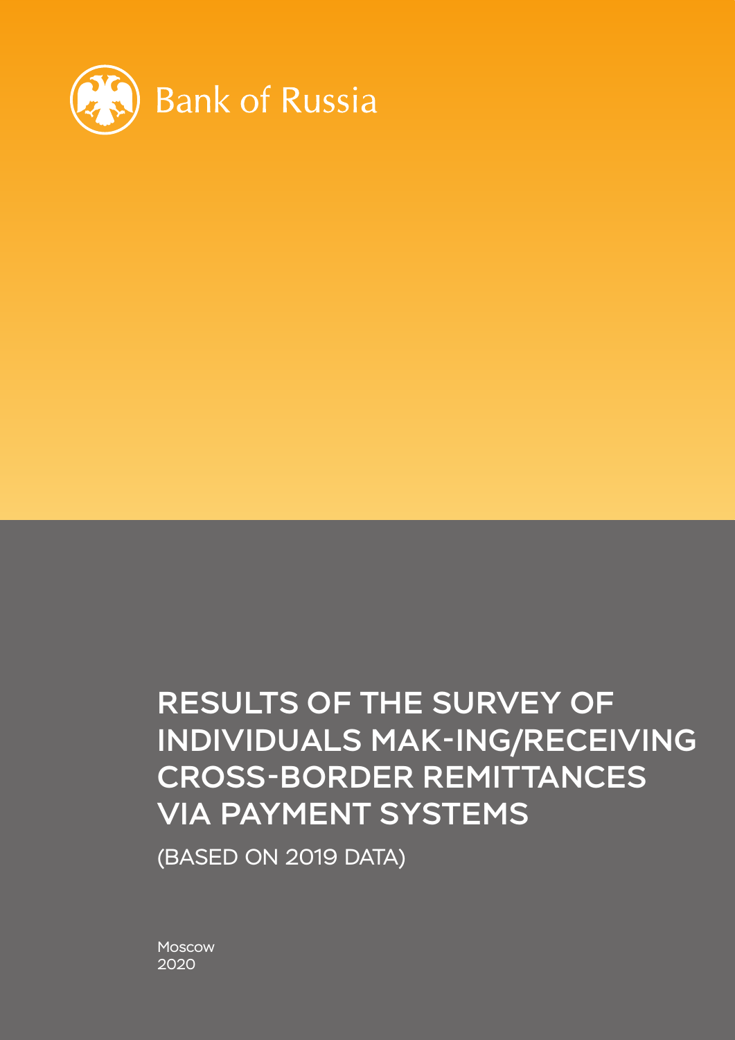Bank of Russia

# RESULTS OF THE SURVEY OF INDIVIDUALS MAK-ING/RECEIVING CROSS-BORDER REMITTANCES VIA PAYMENT SYSTEMS

(BASED ON 2019 DATA)

Moscow
2020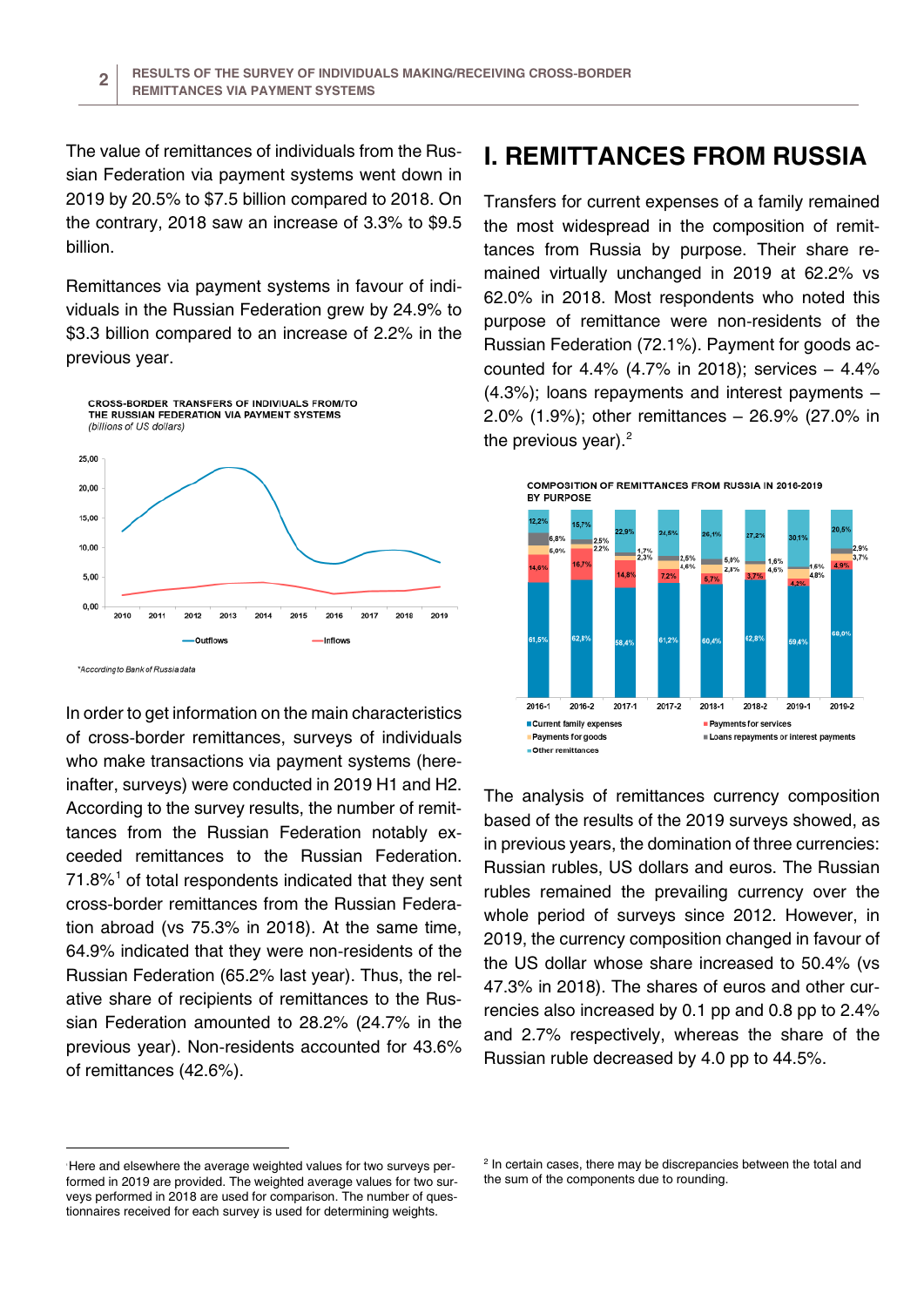The value of remittances of individuals from the Russian Federation via payment systems went down in 2019 by 20.5% to $7.5 billion compared to 2018. On the contrary, 2018 saw an increase of 3.3% to $9.5 billion.

Remittances via payment systems in favour of individuals in the Russian Federation grew by 24.9% to $3.3 billion compared to an increase of 2.2% in the previous year.

**CROSS-BORDER TRANSFERS OF INDIVIUALS FROM/TO THE RUSSIAN FEDERATION VIA PAYMENT SYSTEMS**
*(billions of US dollars)*

*According to Bank of Russia data

In order to get information on the main characteristics of cross-border remittances, surveys of individuals who make transactions via payment systems (hereinafter, surveys) were conducted in 2019 H1 and H2. According to the survey results, the number of remittances from the Russian Federation notably exceeded remittances to the Russian Federation. 71.8%[1] of total respondents indicated that they sent cross-border remittances from the Russian Federation abroad (vs 75.3% in 2018). At the same time, 64.9% indicated that they were non-residents of the Russian Federation (65.2% last year). Thus, the relative share of recipients of remittances to the Russian Federation amounted to 28.2% (24.7% in the previous year). Non-residents accounted for 43.6% of remittances (42.6%).

# I. REMITTANCES FROM RUSSIA

Transfers for current expenses of a family remained the most widespread in the composition of remittances from Russia by purpose. Their share remained virtually unchanged in 2019 at 62.2% vs 62.0% in 2018. Most respondents who noted this purpose of remittance were non-residents of the Russian Federation (72.1%). Payment for goods accounted for 4.4% (4.7% in 2018); services – 4.4% (4.3%); loans repayments and interest payments – 2.0% (1.9%); other remittances – 26.9% (27.0% in the previous year).[2]

**COMPOSITION OF REMITTANCES FROM RUSSIA IN 2016-2019 BY PURPOSE**

The analysis of remittances currency composition based of the results of the 2019 surveys showed, as in previous years, the domination of three currencies: Russian rubles, US dollars and euros. The Russian rubles remained the prevailing currency over the whole period of surveys since 2012. However, in 2019, the currency composition changed in favour of the US dollar whose share increased to 50.4% (vs 47.3% in 2018). The shares of euros and other currencies also increased by 0.1 pp and 0.8 pp to 2.4% and 2.7% respectively, whereas the share of the Russian ruble decreased by 4.0 pp to 44.5%.

[1] Here and elsewhere the average weighted values for two surveys performed in 2019 are provided. The weighted average values for two surveys performed in 2018 are used for comparison. The number of questionnaires received for each survey is used for determining weights.

[2] In certain cases, there may be discrepancies between the total and the sum of the components due to rounding.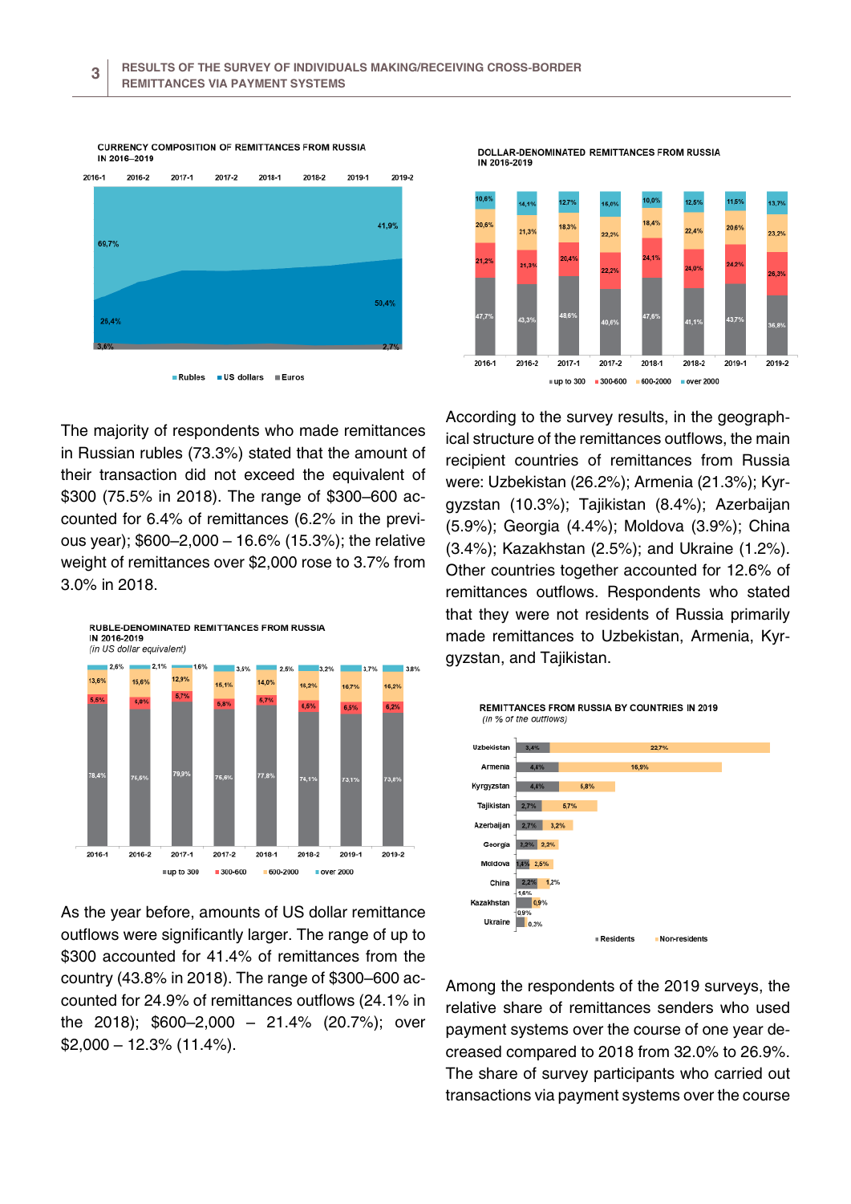**CURRENCY COMPOSITION OF REMITTANCES FROM RUSSIA IN 2016–2019**

**DOLLAR-DENOMINATED REMITTANCES FROM RUSSIA IN 2016-2019**

The majority of respondents who made remittances in Russian rubles (73.3%) stated that the amount of their transaction did not exceed the equivalent of $300 (75.5% in 2018). The range of $300–600 accounted for 6.4% of remittances (6.2% in the previous year); $600–2,000 – 16.6% (15.3%); the relative weight of remittances over $2,000 rose to 3.7% from 3.0% in 2018.

**RUBLE-DENOMINATED REMITTANCES FROM RUSSIA IN 2016-2019**
*(in US dollar equivalent)*

As the year before, amounts of US dollar remittance outflows were significantly larger. The range of up to $300 accounted for 41.4% of remittances from the country (43.8% in 2018). The range of $300–600 accounted for 24.9% of remittances outflows (24.1% in the 2018); $600–2,000 – 21.4% (20.7%); over $2,000 – 12.3% (11.4%).

According to the survey results, in the geographical structure of the remittances outflows, the main recipient countries of remittances from Russia were: Uzbekistan (26.2%); Armenia (21.3%); Kyrgyzstan (10.3%); Tajikistan (8.4%); Azerbaijan (5.9%); Georgia (4.4%); Moldova (3.9%); China (3.4%); Kazakhstan (2.5%); and Ukraine (1.2%). Other countries together accounted for 12.6% of remittances outflows. Respondents who stated that they were not residents of Russia primarily made remittances to Uzbekistan, Armenia, Kyrgyzstan, and Tajikistan.

**REMITTANCES FROM RUSSIA BY COUNTRIES IN 2019**
*(in % of the outflows)*

Among the respondents of the 2019 surveys, the relative share of remittances senders who used payment systems over the course of one year decreased compared to 2018 from 32.0% to 26.9%. The share of survey participants who carried out transactions via payment systems over the course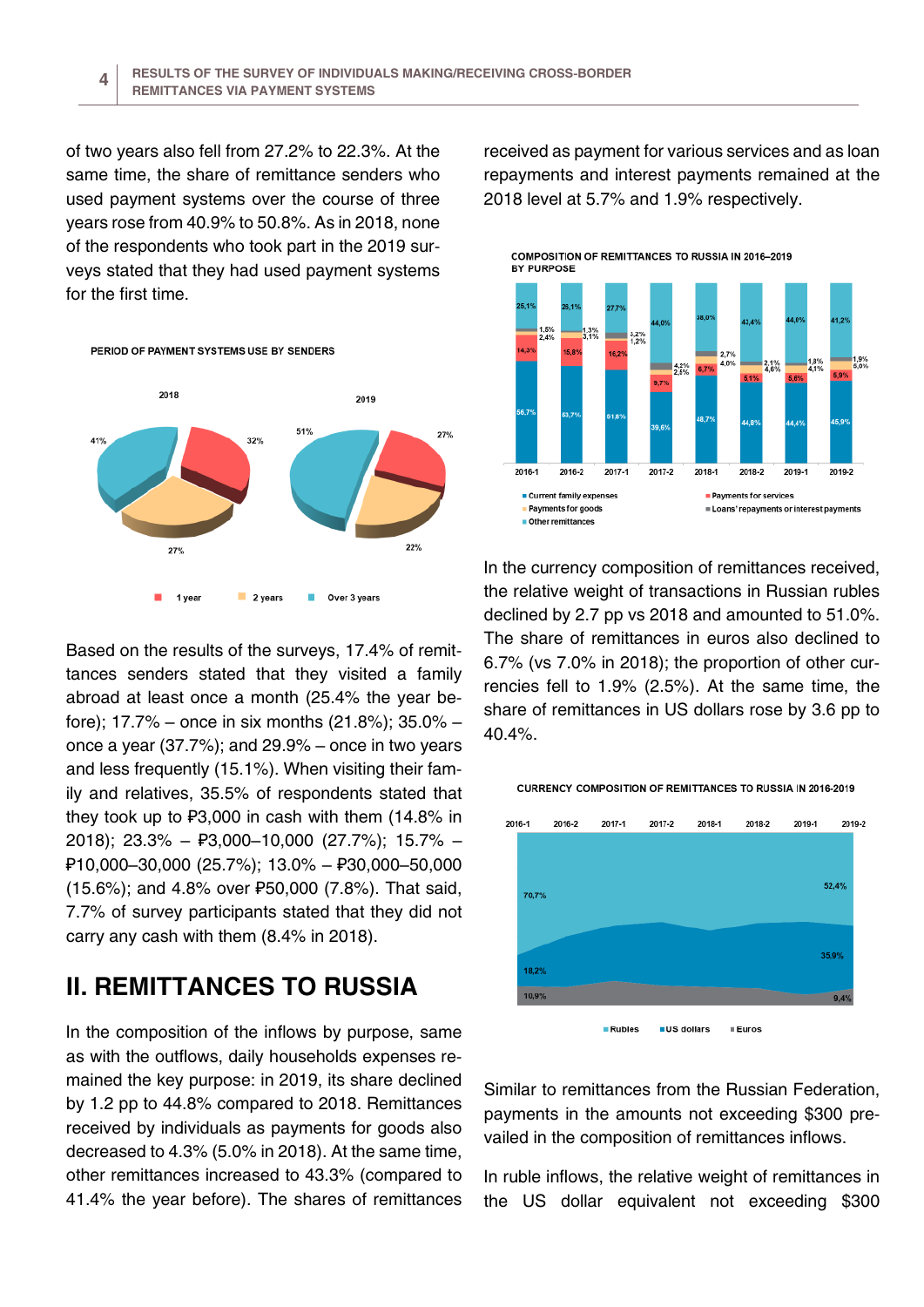of two years also fell from 27.2% to 22.3%. At the same time, the share of remittance senders who used payment systems over the course of three years rose from 40.9% to 50.8%. As in 2018, none of the respondents who took part in the 2019 surveys stated that they had used payment systems for the first time.

PERIOD OF PAYMENT SYSTEMS USE BY SENDERS

2018

41%
32%
27%

2019

51%
27%
22%

1 year
2 years
Over 3 years

Based on the results of the surveys, 17.4% of remittances senders stated that they visited a family abroad at least once a month (25.4% the year before); 17.7% – once in six months (21.8%); 35.0% – once a year (37.7%); and 29.9% – once in two years and less frequently (15.1%). When visiting their family and relatives, 35.5% of respondents stated that they took up to ₽3,000 in cash with them (14.8% in 2018); 23.3% – ₽3,000–10,000 (27.7%); 15.7% – ₽10,000–30,000 (25.7%); 13.0% – ₽30,000–50,000 (15.6%); and 4.8% over ₽50,000 (7.8%). That said, 7.7% of survey participants stated that they did not carry any cash with them (8.4% in 2018).

## II. REMITTANCES TO RUSSIA

In the composition of the inflows by purpose, same as with the outflows, daily households expenses remained the key purpose: in 2019, its share declined by 1.2 pp to 44.8% compared to 2018. Remittances received by individuals as payments for goods also decreased to 4.3% (5.0% in 2018). At the same time, other remittances increased to 43.3% (compared to 41.4% the year before). The shares of remittances received as payment for various services and as loan repayments and interest payments remained at the 2018 level at 5.7% and 1.9% respectively.

COMPOSITION OF REMITTANCES TO RUSSIA IN 2016–2019 BY PURPOSE

2016-1: 56,7% 14,3% 2,4% 1,5% 25,1%
2016-2: 53,7% 15,8% 3,1% 1,3% 26,1%
2017-1: 51,8% 16,2% 1,2% 3,2% 27,7%
2017-2: 39,6% 9,7% 2,5% 4,2% 44,0%
2018-1: 48,7% 6,7% 4,0% 2,7% 38,0%
2018-2: 44,8% 5,1% 4,6% 2,1% 43,4%
2019-1: 44,4% 5,6% 4,1% 1,8% 44,0%
2019-2: 45,9% 5,9% 5,0% 1,9% 41,2%

Current family expenses
Payments for services
Payments for goods
Loans' repayments or interest payments
Other remittances

In the currency composition of remittances received, the relative weight of transactions in Russian rubles declined by 2.7 pp vs 2018 and amounted to 51.0%. The share of remittances in euros also declined to 6.7% (vs 7.0% in 2018); the proportion of other currencies fell to 1.9% (2.5%). At the same time, the share of remittances in US dollars rose by 3.6 pp to 40.4%.

CURRENCY COMPOSITION OF REMITTANCES TO RUSSIA IN 2016-2019

2016-1 2016-2 2017-1 2017-2 2018-1 2018-2 2019-1 2019-2

70,7%
18,2%
10,9%
52,4%
35,9%
9,4%

Rubles
US dollars
Euros

Similar to remittances from the Russian Federation, payments in the amounts not exceeding $300 prevailed in the composition of remittances inflows.

In ruble inflows, the relative weight of remittances in the US dollar equivalent not exceeding $300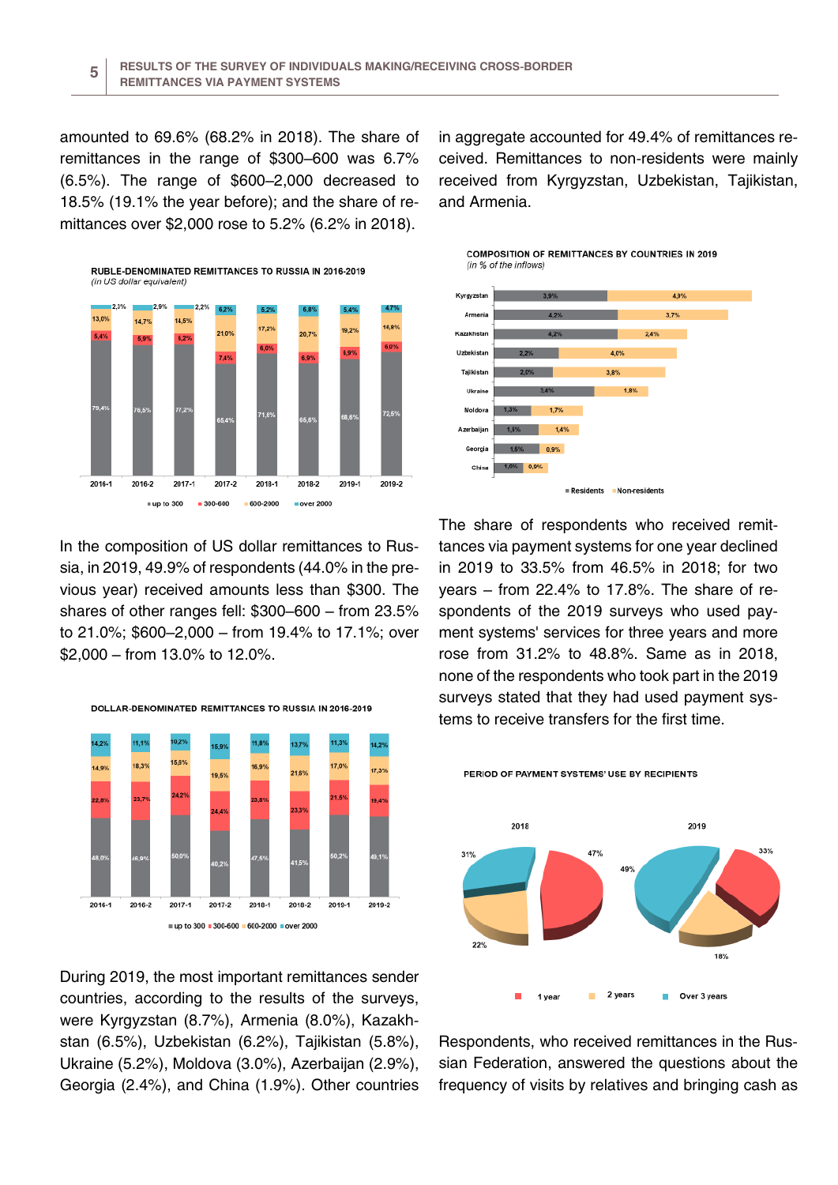amounted to 69.6% (68.2% in 2018). The share of remittances in the range of \$300–600 was 6.7% (6.5%). The range of \$600–2,000 decreased to 18.5% (19.1% the year before); and the share of remittances over \$2,000 rose to 5.2% (6.2% in 2018).

RUBLE-DENOMINATED REMITTANCES TO RUSSIA IN 2016-2019
*(in US dollar equivalent)*

2016-1: 79,4% 5,4% 13,0% 2,3%
2016-2: 76,5% 5,9% 14,7% 2,9%
2017-1: 77,2% 5,2% 14,5% 2,2%
2017-2: 65,4% 7,4% 21,0% 6,2%
2018-1: 71,6% 6,0% 17,2% 5,2%
2018-2: 65,6% 6,9% 20,7% 6,8%
2019-1: 68,6% 5,9% 19,2% 5,4%
2019-2: 72,5% 6,0% 16,8% 4,7%

up to 300 · 300-600 · 600-2000 · over 2000

In the composition of US dollar remittances to Russia, in 2019, 49.9% of respondents (44.0% in the previous year) received amounts less than \$300. The shares of other ranges fell: \$300–600 – from 23.5% to 21.0%; \$600–2,000 – from 19.4% to 17.1%; over \$2,000 – from 13.0% to 12.0%.

DOLLAR-DENOMINATED REMITTANCES TO RUSSIA IN 2016-2019

2016-1: 48,0% 22,6% 14,9% 14,2%
2016-2: 46,9% 23,7% 18,3% 11,1%
2017-1: 50,0% 24,2% 15,6% 10,2%
2017-2: 40,2% 24,4% 19,5% 15,9%
2018-1: 47,5% 23,8% 16,9% 11,8%
2018-2: 41,5% 23,3% 21,6% 13,7%
2019-1: 50,2% 21,5% 17,0% 11,3%
2019-2: 49,1% 19,4% 17,3% 14,2%

up to 300 · 300-600 · 600-2000 · over 2000

During 2019, the most important remittances sender countries, according to the results of the surveys, were Kyrgyzstan (8.7%), Armenia (8.0%), Kazakhstan (6.5%), Uzbekistan (6.2%), Tajikistan (5.8%), Ukraine (5.2%), Moldova (3.0%), Azerbaijan (2.9%), Georgia (2.4%), and China (1.9%). Other countries in aggregate accounted for 49.4% of remittances received. Remittances to non-residents were mainly received from Kyrgyzstan, Uzbekistan, Tajikistan, and Armenia.

COMPOSITION OF REMITTANCES BY COUNTRIES IN 2019
*(in % of the inflows)*

Kyrgyzstan 3,9% 4,9%
Armenia 4,2% 3,7%
Kazakhstan 4,2% 2,4%
Uzbekistan 2,2% 4,0%
Tajikistan 2,0% 3,8%
Ukraine 3,4% 1,8%
Moldova 1,3% 1,7%
Azerbaijan 1,5% 1,4%
Georgia 1,5% 0,9%
China 1,0% 0,9%

Residents · Non-residents

The share of respondents who received remittances via payment systems for one year declined in 2019 to 33.5% from 46.5% in 2018; for two years – from 22.4% to 17.8%. The share of respondents of the 2019 surveys who used payment systems' services for three years and more rose from 31.2% to 48.8%. Same as in 2018, none of the respondents who took part in the 2019 surveys stated that they had used payment systems to receive transfers for the first time.

PERIOD OF PAYMENT SYSTEMS' USE BY RECIPIENTS

2018: 47% 22% 31%
2019: 33% 18% 49%

1 year · 2 years · Over 3 years

Respondents, who received remittances in the Russian Federation, answered the questions about the frequency of visits by relatives and bringing cash as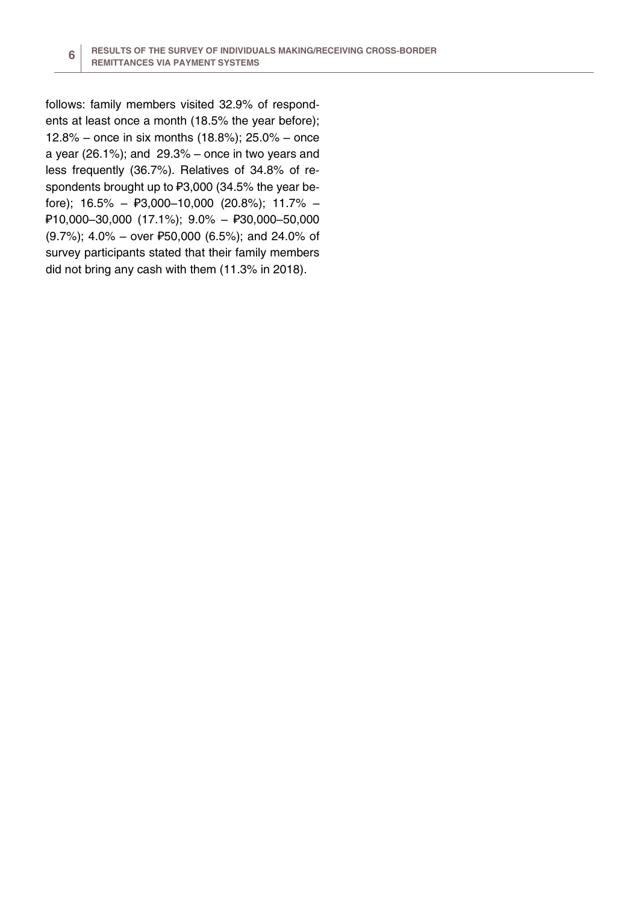follows: family members visited 32.9% of respondents at least once a month (18.5% the year before); 12.8% – once in six months (18.8%); 25.0% – once a year (26.1%); and 29.3% – once in two years and less frequently (36.7%). Relatives of 34.8% of respondents brought up to ₽3,000 (34.5% the year before); 16.5% – ₽3,000–10,000 (20.8%); 11.7% – ₽10,000–30,000 (17.1%); 9.0% – ₽30,000–50,000 (9.7%); 4.0% – over ₽50,000 (6.5%); and 24.0% of survey participants stated that their family members did not bring any cash with them (11.3% in 2018).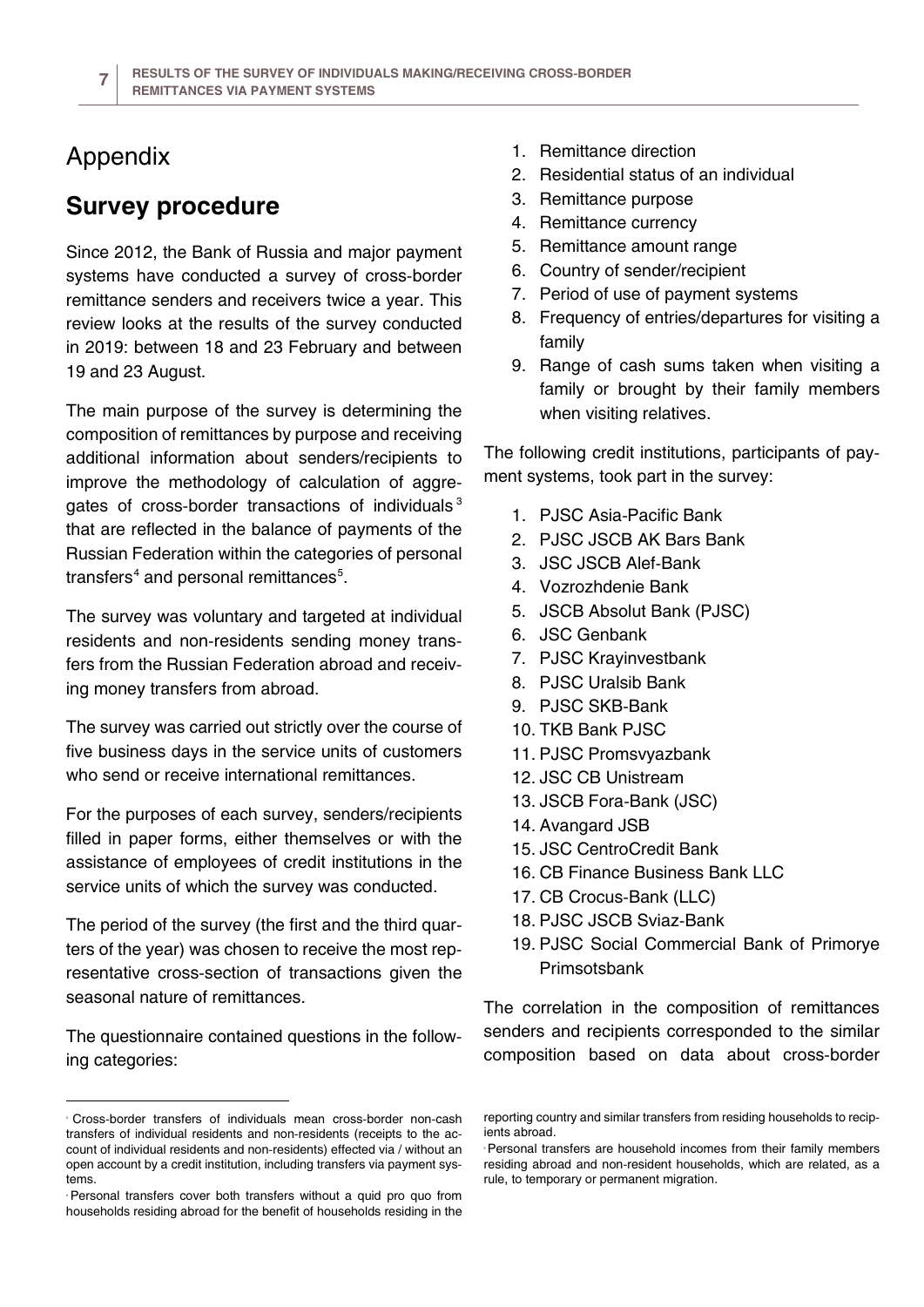# Appendix

## Survey procedure

Since 2012, the Bank of Russia and major payment systems have conducted a survey of cross-border remittance senders and receivers twice a year. This review looks at the results of the survey conducted in 2019: between 18 and 23 February and between 19 and 23 August.

The main purpose of the survey is determining the composition of remittances by purpose and receiving additional information about senders/recipients to improve the methodology of calculation of aggregates of cross-border transactions of individuals [3] that are reflected in the balance of payments of the Russian Federation within the categories of personal transfers [4] and personal remittances [5].

The survey was voluntary and targeted at individual residents and non-residents sending money transfers from the Russian Federation abroad and receiving money transfers from abroad.

The survey was carried out strictly over the course of five business days in the service units of customers who send or receive international remittances.

For the purposes of each survey, senders/recipients filled in paper forms, either themselves or with the assistance of employees of credit institutions in the service units of which the survey was conducted.

The period of the survey (the first and the third quarters of the year) was chosen to receive the most representative cross-section of transactions given the seasonal nature of remittances.

The questionnaire contained questions in the following categories:

1. Remittance direction
2. Residential status of an individual
3. Remittance purpose
4. Remittance currency
5. Remittance amount range
6. Country of sender/recipient
7. Period of use of payment systems
8. Frequency of entries/departures for visiting a family
9. Range of cash sums taken when visiting a family or brought by their family members when visiting relatives.

The following credit institutions, participants of payment systems, took part in the survey:

1. PJSC Asia-Pacific Bank
2. PJSC JSCB AK Bars Bank
3. JSC JSCB Alef-Bank
4. Vozrozhdenie Bank
5. JSCB Absolut Bank (PJSC)
6. JSC Genbank
7. PJSC Krayinvestbank
8. PJSC Uralsib Bank
9. PJSC SKB-Bank
10. TKB Bank PJSC
11. PJSC Promsvyazbank
12. JSC CB Unistream
13. JSCB Fora-Bank (JSC)
14. Avangard JSB
15. JSC CentroCredit Bank
16. CB Finance Business Bank LLC
17. CB Crocus-Bank (LLC)
18. PJSC JSCB Sviaz-Bank
19. PJSC Social Commercial Bank of Primorye Primsotsbank

The correlation in the composition of remittances senders and recipients corresponded to the similar composition based on data about cross-border

---

[3] Cross-border transfers of individuals mean cross-border non-cash transfers of individual residents and non-residents (receipts to the account of individual residents and non-residents) effected via / without an open account by a credit institution, including transfers via payment systems.

[4] Personal transfers cover both transfers without a quid pro quo from households residing abroad for the benefit of households residing in the reporting country and similar transfers from residing households to recipients abroad.

[5] Personal transfers are household incomes from their family members residing abroad and non-resident households, which are related, as a rule, to temporary or permanent migration.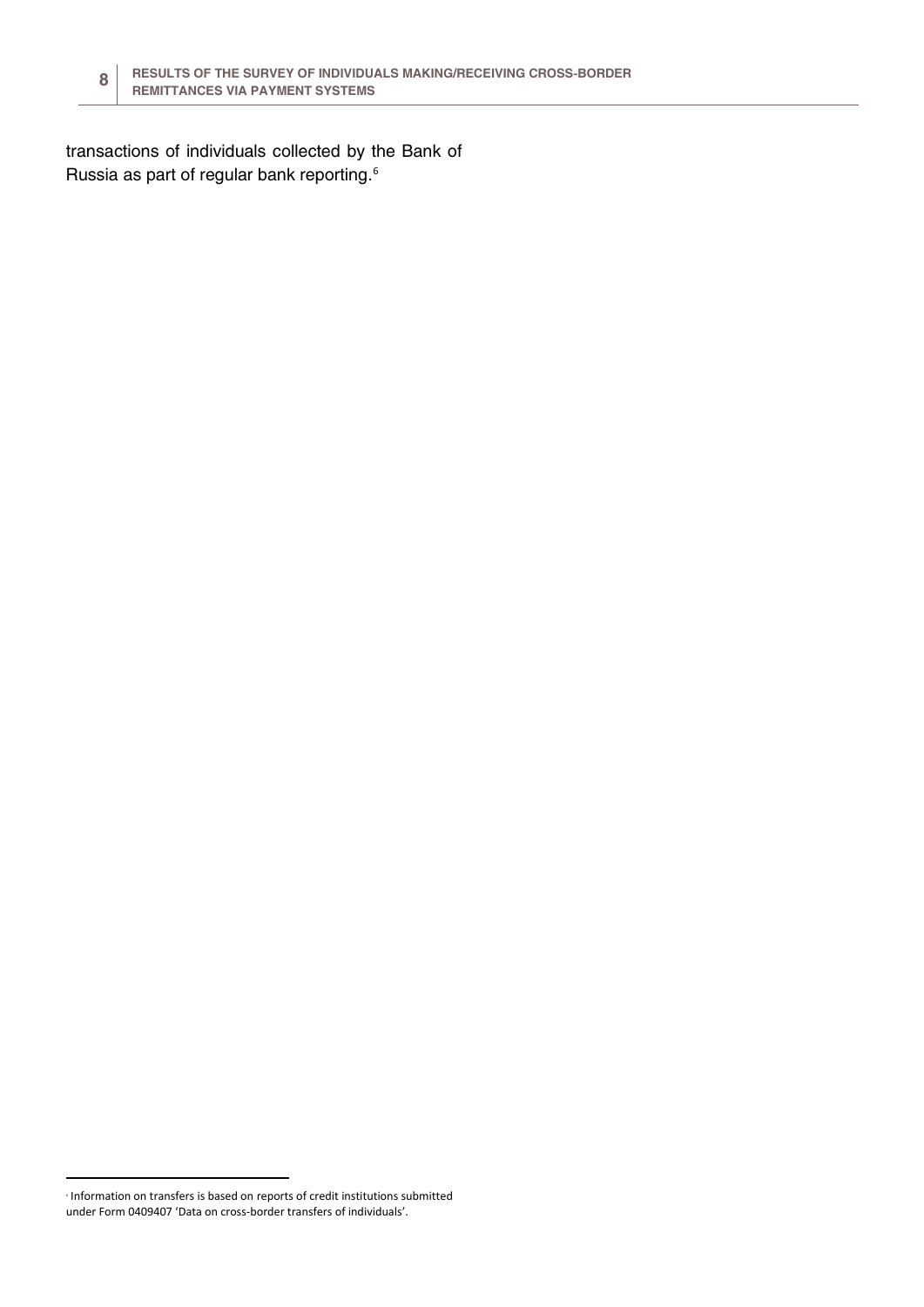transactions of individuals collected by the Bank of Russia as part of regular bank reporting.[6]

[6] Information on transfers is based on reports of credit institutions submitted under Form 0409407 'Data on cross-border transfers of individuals'.